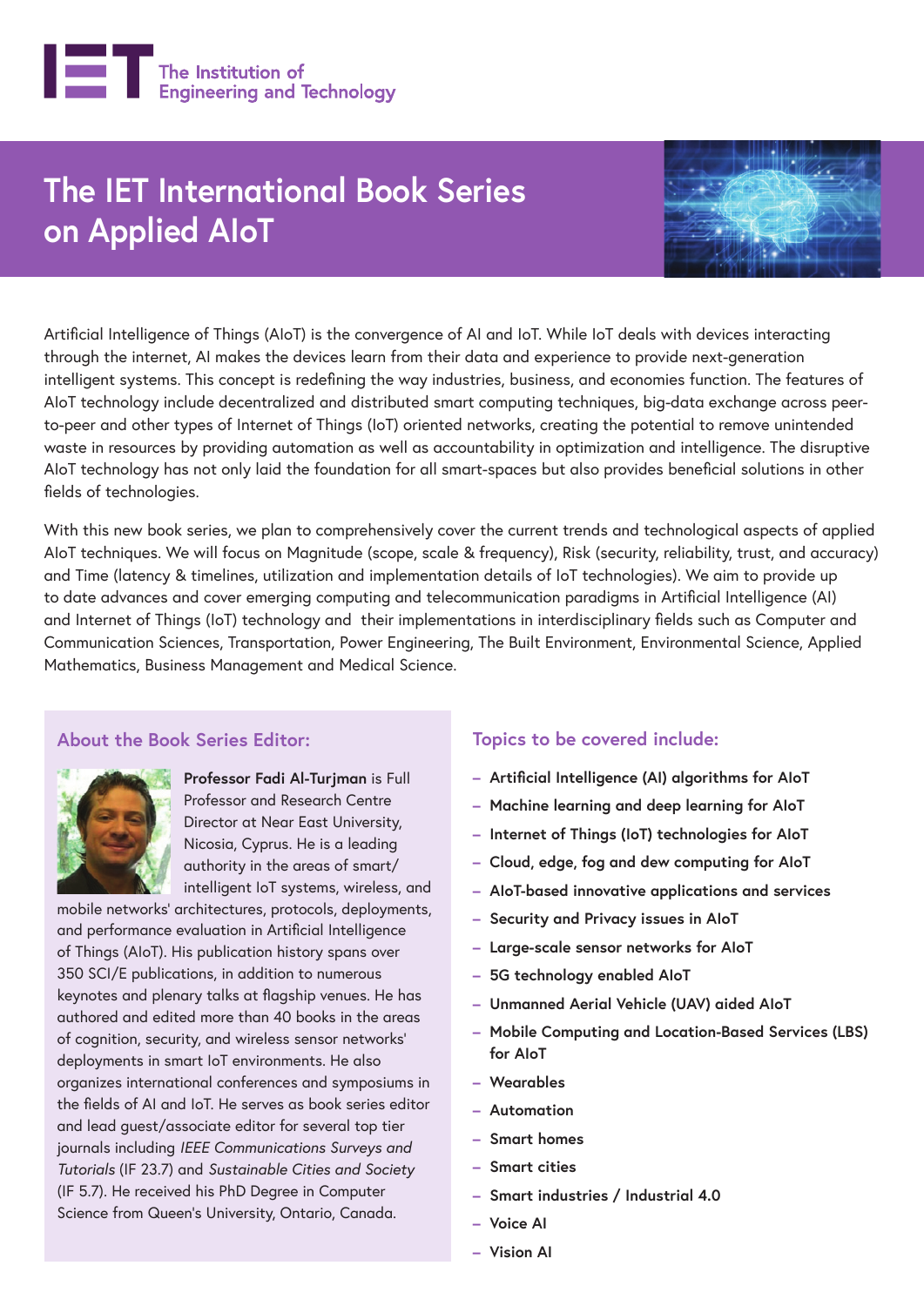The Institution of Engineering and Technology

# The IET International Book Series on Applied AIoT

Artificial Intelligence of Things (AIoT) is the convergence of AI and IoT. While IoT deals with devices interacting through the internet, AI makes the devices learn from their data and experience to provide next-generation intelligent systems. This concept is redefining the way industries, business, and economies function. The features of AIoT technology include decentralized and distributed smart computing techniques, big-data exchange across peer-to-peer and other types of Internet of Things (IoT) oriented networks, creating the potential to remove unintended waste in resources by providing automation as well as accountability in optimization and intelligence. The disruptive AIoT technology has not only laid the foundation for all smart-spaces but also provides beneficial solutions in other fields of technologies.

With this new book series, we plan to comprehensively cover the current trends and technological aspects of applied AIoT techniques. We will focus on Magnitude (scope, scale & frequency), Risk (security, reliability, trust, and accuracy) and Time (latency & timelines, utilization and implementation details of IoT technologies). We aim to provide up to date advances and cover emerging computing and telecommunication paradigms in Artificial Intelligence (AI) and Internet of Things (IoT) technology and their implementations in interdisciplinary fields such as Computer and Communication Sciences, Transportation, Power Engineering, The Built Environment, Environmental Science, Applied Mathematics, Business Management and Medical Science.

## About the Book Series Editor:

**Professor Fadi Al-Turjman** is Full Professor and Research Centre Director at Near East University, Nicosia, Cyprus. He is a leading authority in the areas of smart/intelligent IoT systems, wireless, and mobile networks' architectures, protocols, deployments, and performance evaluation in Artificial Intelligence of Things (AIoT). His publication history spans over 350 SCI/E publications, in addition to numerous keynotes and plenary talks at flagship venues. He has authored and edited more than 40 books in the areas of cognition, security, and wireless sensor networks' deployments in smart IoT environments. He also organizes international conferences and symposiums in the fields of AI and IoT. He serves as book series editor and lead guest/associate editor for several top tier journals including *IEEE Communications Surveys and Tutorials* (IF 23.7) and *Sustainable Cities and Society* (IF 5.7). He received his PhD Degree in Computer Science from Queen's University, Ontario, Canada.

## Topics to be covered include:

- Artificial Intelligence (AI) algorithms for AIoT
- Machine learning and deep learning for AIoT
- Internet of Things (IoT) technologies for AIoT
- Cloud, edge, fog and dew computing for AIoT
- AIoT-based innovative applications and services
- Security and Privacy issues in AIoT
- Large-scale sensor networks for AIoT
- 5G technology enabled AIoT
- Unmanned Aerial Vehicle (UAV) aided AIoT
- Mobile Computing and Location-Based Services (LBS) for AIoT
- Wearables
- Automation
- Smart homes
- Smart cities
- Smart industries / Industrial 4.0
- Voice AI
- Vision AI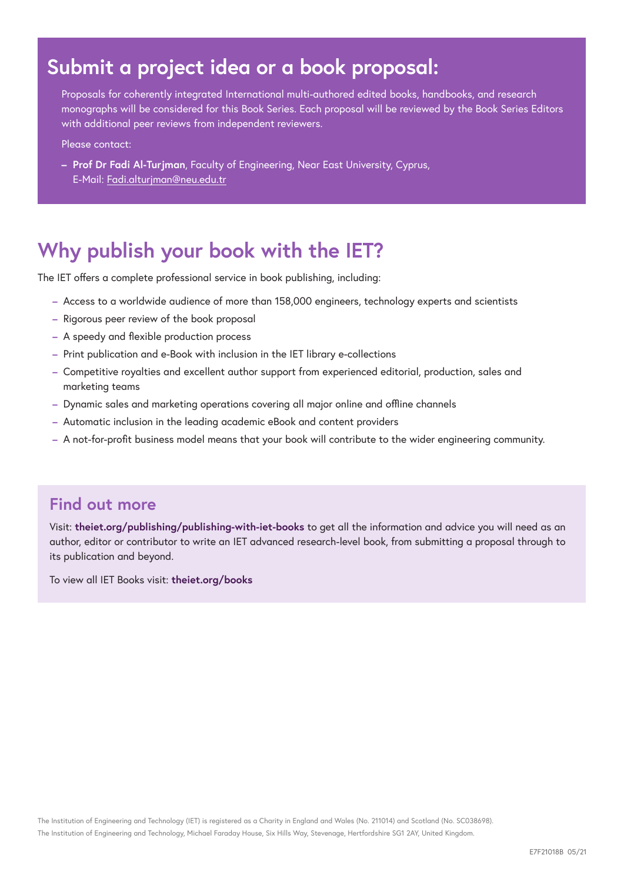## Submit a project idea or a book proposal:

Proposals for coherently integrated International multi-authored edited books, handbooks, and research monographs will be considered for this Book Series. Each proposal will be reviewed by the Book Series Editors with additional peer reviews from independent reviewers.

Please contact:

- **Prof Dr Fadi Al-Turjman**, Faculty of Engineering, Near East University, Cyprus, E-Mail: Fadi.alturjman@neu.edu.tr

## Why publish your book with the IET?

The IET offers a complete professional service in book publishing, including:

- Access to a worldwide audience of more than 158,000 engineers, technology experts and scientists
- Rigorous peer review of the book proposal
- A speedy and flexible production process
- Print publication and e-Book with inclusion in the IET library e-collections
- Competitive royalties and excellent author support from experienced editorial, production, sales and marketing teams
- Dynamic sales and marketing operations covering all major online and offline channels
- Automatic inclusion in the leading academic eBook and content providers
- A not-for-profit business model means that your book will contribute to the wider engineering community.

### Find out more

Visit: **theiet.org/publishing/publishing-with-iet-books** to get all the information and advice you will need as an author, editor or contributor to write an IET advanced research-level book, from submitting a proposal through to its publication and beyond.

To view all IET Books visit: **theiet.org/books**

The Institution of Engineering and Technology (IET) is registered as a Charity in England and Wales (No. 211014) and Scotland (No. SC038698).
The Institution of Engineering and Technology, Michael Faraday House, Six Hills Way, Stevenage, Hertfordshire SG1 2AY, United Kingdom.

E7F21018B 05/21